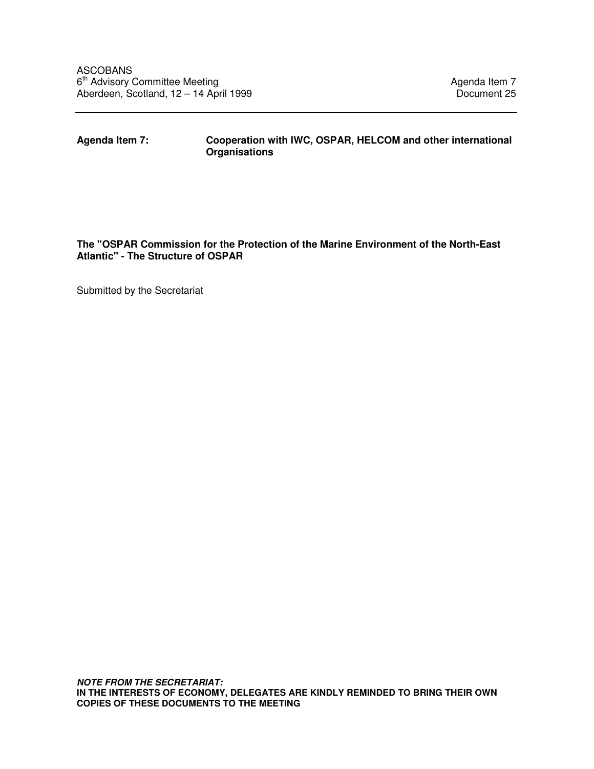ASCOBANS
6th Advisory Committee Meeting
Aberdeen, Scotland, 12 – 14 April 1999

Agenda Item 7
Document 25

---

**Agenda Item 7:** **Cooperation with IWC, OSPAR, HELCOM and other international Organisations**

**The "OSPAR Commission for the Protection of the Marine Environment of the North-East Atlantic" - The Structure of OSPAR**

Submitted by the Secretariat

***NOTE FROM THE SECRETARIAT:***
**IN THE INTERESTS OF ECONOMY, DELEGATES ARE KINDLY REMINDED TO BRING THEIR OWN COPIES OF THESE DOCUMENTS TO THE MEETING**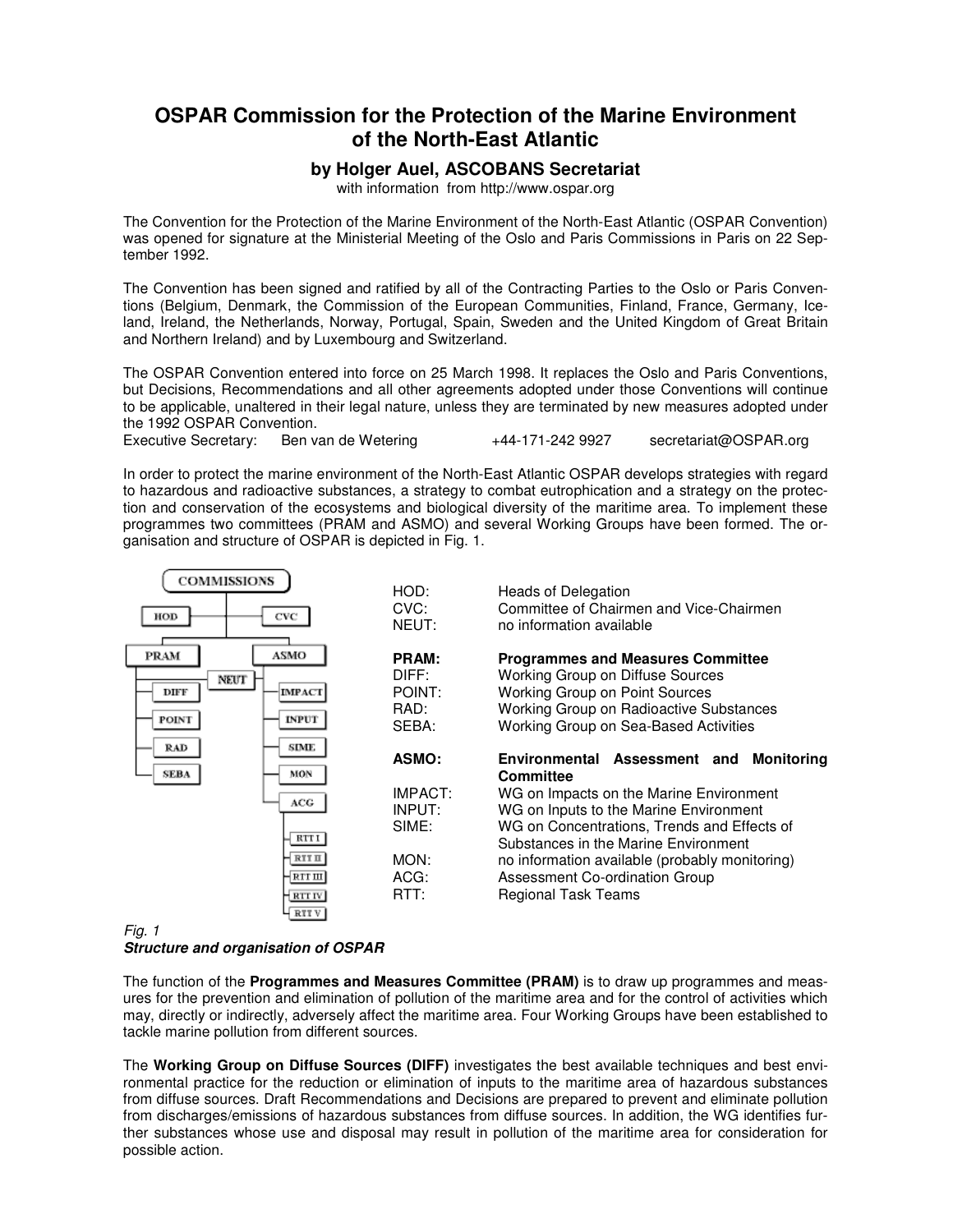# OSPAR Commission for the Protection of the Marine Environment of the North-East Atlantic

### by Holger Auel, ASCOBANS Secretariat

with information from http://www.ospar.org

The Convention for the Protection of the Marine Environment of the North-East Atlantic (OSPAR Convention) was opened for signature at the Ministerial Meeting of the Oslo and Paris Commissions in Paris on 22 September 1992.

The Convention has been signed and ratified by all of the Contracting Parties to the Oslo or Paris Conventions (Belgium, Denmark, the Commission of the European Communities, Finland, France, Germany, Iceland, Ireland, the Netherlands, Norway, Portugal, Spain, Sweden and the United Kingdom of Great Britain and Northern Ireland) and by Luxembourg and Switzerland.

The OSPAR Convention entered into force on 25 March 1998. It replaces the Oslo and Paris Conventions, but Decisions, Recommendations and all other agreements adopted under those Conventions will continue to be applicable, unaltered in their legal nature, unless they are terminated by new measures adopted under the 1992 OSPAR Convention.

Executive Secretary: Ben van de Wetering +44-171-242 9927 secretariat@OSPAR.org

In order to protect the marine environment of the North-East Atlantic OSPAR develops strategies with regard to hazardous and radioactive substances, a strategy to combat eutrophication and a strategy on the protection and conservation of the ecosystems and biological diversity of the maritime area. To implement these programmes two committees (PRAM and ASMO) and several Working Groups have been formed. The organisation and structure of OSPAR is depicted in Fig. 1.

COMMISSIONS
- HOD
- CVC
- PRAM
  - DIFF
  - POINT
  - RAD
  - SEBA
- NEUT
- ASMO
  - IMPACT
  - INPUT
  - SIME
  - MON
  - ACG
    - RTT I
    - RTT II
    - RTT III
    - RTT IV
    - RTT V

| | |
|---|---|
| HOD: | Heads of Delegation |
| CVC: | Committee of Chairmen and Vice-Chairmen |
| NEUT: | no information available |
| **PRAM:** | **Programmes and Measures Committee** |
| DIFF: | Working Group on Diffuse Sources |
| POINT: | Working Group on Point Sources |
| RAD: | Working Group on Radioactive Substances |
| SEBA: | Working Group on Sea-Based Activities |
| **ASMO:** | **Environmental Assessment and Monitoring Committee** |
| IMPACT: | WG on Impacts on the Marine Environment |
| INPUT: | WG on Inputs to the Marine Environment |
| SIME: | WG on Concentrations, Trends and Effects of Substances in the Marine Environment |
| MON: | no information available (probably monitoring) |
| ACG: | Assessment Co-ordination Group |
| RTT: | Regional Task Teams |

*Fig. 1*
***Structure and organisation of OSPAR***

The function of the **Programmes and Measures Committee (PRAM)** is to draw up programmes and measures for the prevention and elimination of pollution of the maritime area and for the control of activities which may, directly or indirectly, adversely affect the maritime area. Four Working Groups have been established to tackle marine pollution from different sources.

The **Working Group on Diffuse Sources (DIFF)** investigates the best available techniques and best environmental practice for the reduction or elimination of inputs to the maritime area of hazardous substances from diffuse sources. Draft Recommendations and Decisions are prepared to prevent and eliminate pollution from discharges/emissions of hazardous substances from diffuse sources. In addition, the WG identifies further substances whose use and disposal may result in pollution of the maritime area for consideration for possible action.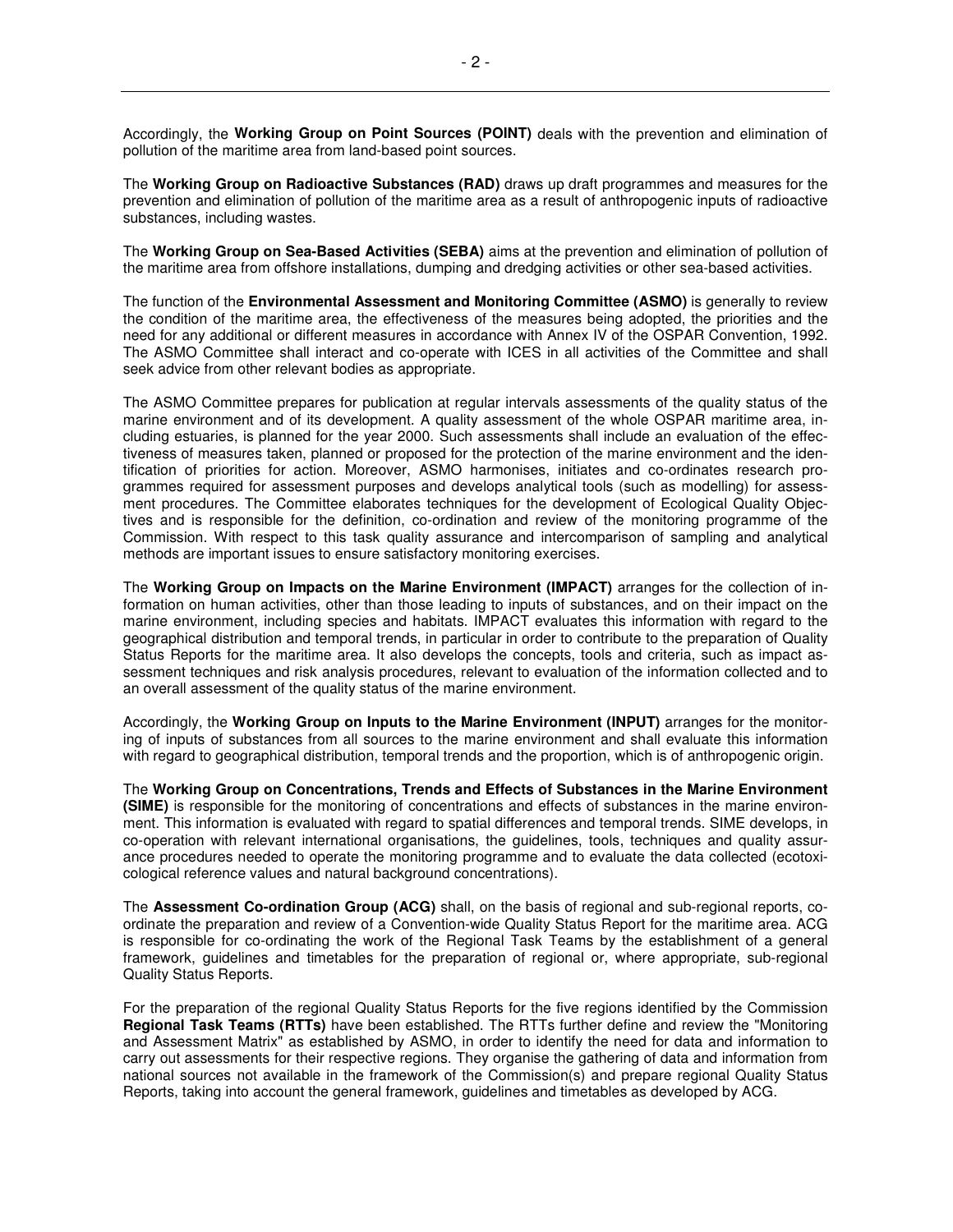Accordingly, the **Working Group on Point Sources (POINT)** deals with the prevention and elimination of pollution of the maritime area from land-based point sources.

The **Working Group on Radioactive Substances (RAD)** draws up draft programmes and measures for the prevention and elimination of pollution of the maritime area as a result of anthropogenic inputs of radioactive substances, including wastes.

The **Working Group on Sea-Based Activities (SEBA)** aims at the prevention and elimination of pollution of the maritime area from offshore installations, dumping and dredging activities or other sea-based activities.

The function of the **Environmental Assessment and Monitoring Committee (ASMO)** is generally to review the condition of the maritime area, the effectiveness of the measures being adopted, the priorities and the need for any additional or different measures in accordance with Annex IV of the OSPAR Convention, 1992. The ASMO Committee shall interact and co-operate with ICES in all activities of the Committee and shall seek advice from other relevant bodies as appropriate.

The ASMO Committee prepares for publication at regular intervals assessments of the quality status of the marine environment and of its development. A quality assessment of the whole OSPAR maritime area, including estuaries, is planned for the year 2000. Such assessments shall include an evaluation of the effectiveness of measures taken, planned or proposed for the protection of the marine environment and the identification of priorities for action. Moreover, ASMO harmonises, initiates and co-ordinates research programmes required for assessment purposes and develops analytical tools (such as modelling) for assessment procedures. The Committee elaborates techniques for the development of Ecological Quality Objectives and is responsible for the definition, co-ordination and review of the monitoring programme of the Commission. With respect to this task quality assurance and intercomparison of sampling and analytical methods are important issues to ensure satisfactory monitoring exercises.

The **Working Group on Impacts on the Marine Environment (IMPACT)** arranges for the collection of information on human activities, other than those leading to inputs of substances, and on their impact on the marine environment, including species and habitats. IMPACT evaluates this information with regard to the geographical distribution and temporal trends, in particular in order to contribute to the preparation of Quality Status Reports for the maritime area. It also develops the concepts, tools and criteria, such as impact assessment techniques and risk analysis procedures, relevant to evaluation of the information collected and to an overall assessment of the quality status of the marine environment.

Accordingly, the **Working Group on Inputs to the Marine Environment (INPUT)** arranges for the monitoring of inputs of substances from all sources to the marine environment and shall evaluate this information with regard to geographical distribution, temporal trends and the proportion, which is of anthropogenic origin.

The **Working Group on Concentrations, Trends and Effects of Substances in the Marine Environment (SIME)** is responsible for the monitoring of concentrations and effects of substances in the marine environment. This information is evaluated with regard to spatial differences and temporal trends. SIME develops, in co-operation with relevant international organisations, the guidelines, tools, techniques and quality assurance procedures needed to operate the monitoring programme and to evaluate the data collected (ecotoxicological reference values and natural background concentrations).

The **Assessment Co-ordination Group (ACG)** shall, on the basis of regional and sub-regional reports, co-ordinate the preparation and review of a Convention-wide Quality Status Report for the maritime area. ACG is responsible for co-ordinating the work of the Regional Task Teams by the establishment of a general framework, guidelines and timetables for the preparation of regional or, where appropriate, sub-regional Quality Status Reports.

For the preparation of the regional Quality Status Reports for the five regions identified by the Commission **Regional Task Teams (RTTs)** have been established. The RTTs further define and review the "Monitoring and Assessment Matrix" as established by ASMO, in order to identify the need for data and information to carry out assessments for their respective regions. They organise the gathering of data and information from national sources not available in the framework of the Commission(s) and prepare regional Quality Status Reports, taking into account the general framework, guidelines and timetables as developed by ACG.